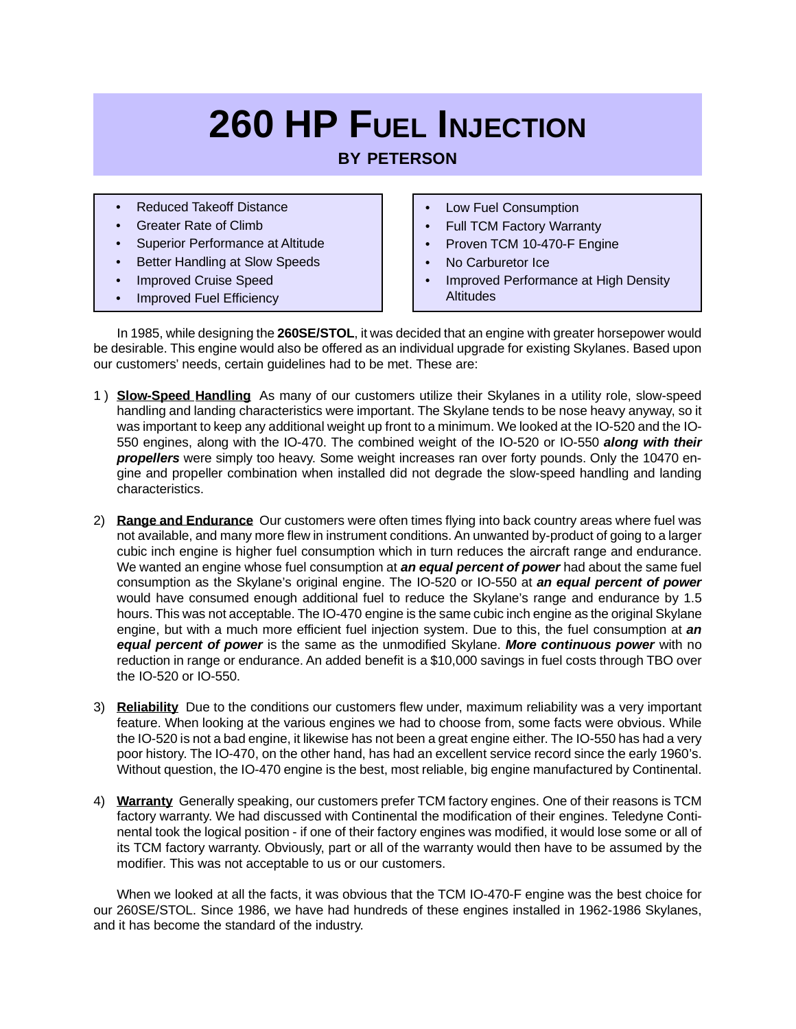# 260 HP Fuel Injection

## BY PETERSON

- Reduced Takeoff Distance
- Greater Rate of Climb
- Superior Performance at Altitude
- Better Handling at Slow Speeds
- Improved Cruise Speed
- Improved Fuel Efficiency

- Low Fuel Consumption
- Full TCM Factory Warranty
- Proven TCM 10-470-F Engine
- No Carburetor Ice
- Improved Performance at High Density Altitudes

In 1985, while designing the **260SE/STOL**, it was decided that an engine with greater horsepower would be desirable. This engine would also be offered as an individual upgrade for existing Skylanes. Based upon our customers' needs, certain guidelines had to be met. These are:

1 ) **Slow-Speed Handling** As many of our customers utilize their Skylanes in a utility role, slow-speed handling and landing characteristics were important. The Skylane tends to be nose heavy anyway, so it was important to keep any additional weight up front to a minimum. We looked at the IO-520 and the IO-550 engines, along with the IO-470. The combined weight of the IO-520 or IO-550 ***along with their propellers*** were simply too heavy. Some weight increases ran over forty pounds. Only the 10470 engine and propeller combination when installed did not degrade the slow-speed handling and landing characteristics.

2) **Range and Endurance** Our customers were often times flying into back country areas where fuel was not available, and many more flew in instrument conditions. An unwanted by-product of going to a larger cubic inch engine is higher fuel consumption which in turn reduces the aircraft range and endurance. We wanted an engine whose fuel consumption at ***an equal percent of power*** had about the same fuel consumption as the Skylane's original engine. The IO-520 or IO-550 at ***an equal percent of power*** would have consumed enough additional fuel to reduce the Skylane's range and endurance by 1.5 hours. This was not acceptable. The IO-470 engine is the same cubic inch engine as the original Skylane engine, but with a much more efficient fuel injection system. Due to this, the fuel consumption at ***an equal percent of power*** is the same as the unmodified Skylane. ***More continuous power*** with no reduction in range or endurance. An added benefit is a $10,000 savings in fuel costs through TBO over the IO-520 or IO-550.

3) **Reliability** Due to the conditions our customers flew under, maximum reliability was a very important feature. When looking at the various engines we had to choose from, some facts were obvious. While the IO-520 is not a bad engine, it likewise has not been a great engine either. The IO-550 has had a very poor history. The IO-470, on the other hand, has had an excellent service record since the early 1960's. Without question, the IO-470 engine is the best, most reliable, big engine manufactured by Continental.

4) **Warranty** Generally speaking, our customers prefer TCM factory engines. One of their reasons is TCM factory warranty. We had discussed with Continental the modification of their engines. Teledyne Continental took the logical position - if one of their factory engines was modified, it would lose some or all of its TCM factory warranty. Obviously, part or all of the warranty would then have to be assumed by the modifier. This was not acceptable to us or our customers.

When we looked at all the facts, it was obvious that the TCM IO-470-F engine was the best choice for our 260SE/STOL. Since 1986, we have had hundreds of these engines installed in 1962-1986 Skylanes, and it has become the standard of the industry.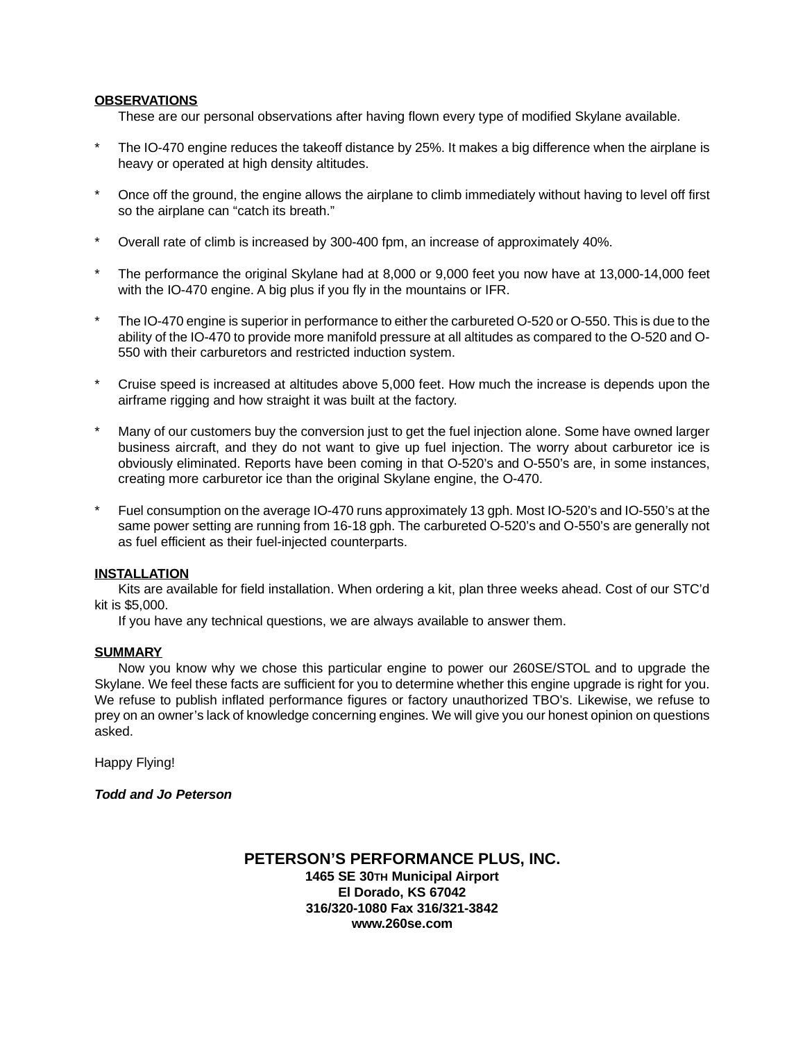**OBSERVATIONS**

These are our personal observations after having flown every type of modified Skylane available.

* The IO-470 engine reduces the takeoff distance by 25%. It makes a big difference when the airplane is heavy or operated at high density altitudes.

* Once off the ground, the engine allows the airplane to climb immediately without having to level off first so the airplane can "catch its breath."

* Overall rate of climb is increased by 300-400 fpm, an increase of approximately 40%.

* The performance the original Skylane had at 8,000 or 9,000 feet you now have at 13,000-14,000 feet with the IO-470 engine. A big plus if you fly in the mountains or IFR.

* The IO-470 engine is superior in performance to either the carbureted O-520 or O-550. This is due to the ability of the IO-470 to provide more manifold pressure at all altitudes as compared to the O-520 and O-550 with their carburetors and restricted induction system.

* Cruise speed is increased at altitudes above 5,000 feet. How much the increase is depends upon the airframe rigging and how straight it was built at the factory.

* Many of our customers buy the conversion just to get the fuel injection alone. Some have owned larger business aircraft, and they do not want to give up fuel injection. The worry about carburetor ice is obviously eliminated. Reports have been coming in that O-520's and O-550's are, in some instances, creating more carburetor ice than the original Skylane engine, the O-470.

* Fuel consumption on the average IO-470 runs approximately 13 gph. Most IO-520's and IO-550's at the same power setting are running from 16-18 gph. The carbureted O-520's and O-550's are generally not as fuel efficient as their fuel-injected counterparts.

**INSTALLATION**

Kits are available for field installation. When ordering a kit, plan three weeks ahead. Cost of our STC'd kit is $5,000.

If you have any technical questions, we are always available to answer them.

**SUMMARY**

Now you know why we chose this particular engine to power our 260SE/STOL and to upgrade the Skylane. We feel these facts are sufficient for you to determine whether this engine upgrade is right for you. We refuse to publish inflated performance figures or factory unauthorized TBO's. Likewise, we refuse to prey on an owner's lack of knowledge concerning engines. We will give you our honest opinion on questions asked.

Happy Flying!

***Todd and Jo Peterson***

**PETERSON'S PERFORMANCE PLUS, INC.**
**1465 SE 30TH Municipal Airport**
**El Dorado, KS 67042**
**316/320-1080 Fax 316/321-3842**
**www.260se.com**